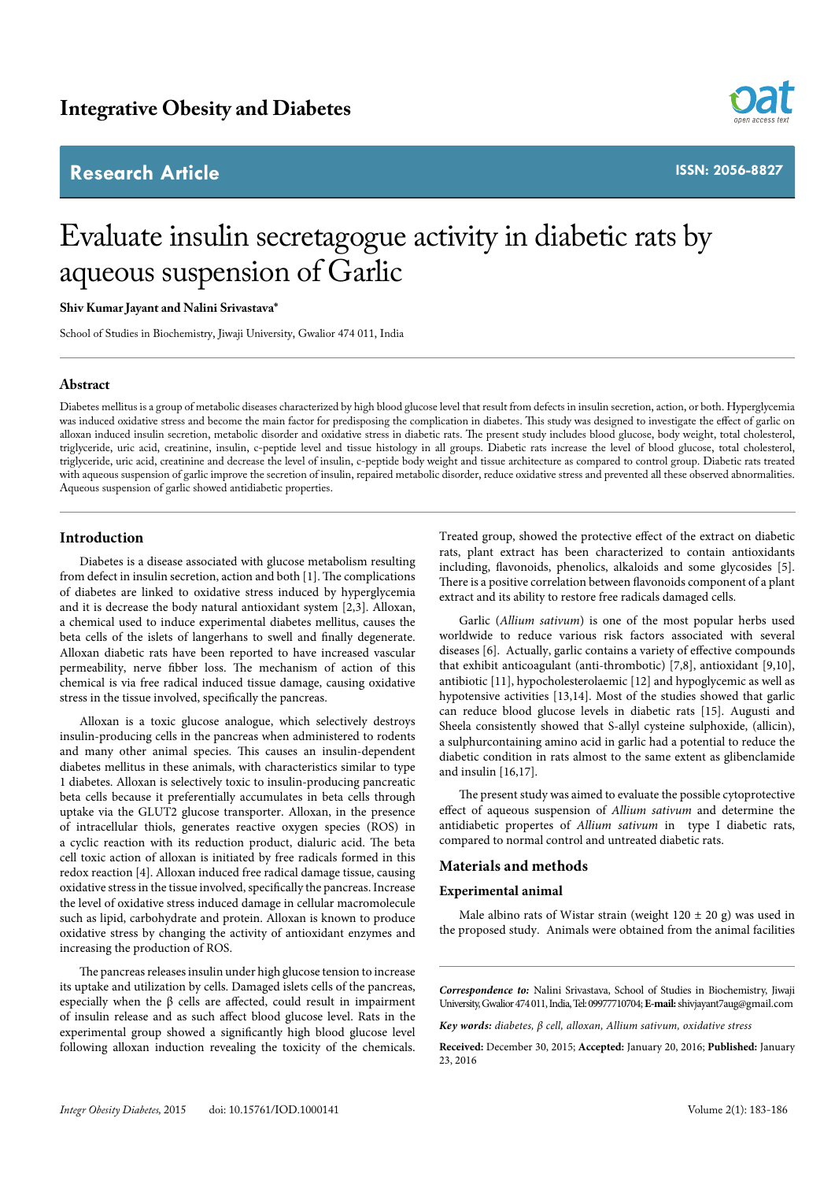Integrative Obesity and Diabetes

Research Article

ISSN: 2056-8827

# Evaluate insulin secretagogue activity in diabetic rats by aqueous suspension of Garlic

**Shiv Kumar Jayant and Nalini Srivastava***

School of Studies in Biochemistry, Jiwaji University, Gwalior 474 011, India

## Abstract

Diabetes mellitus is a group of metabolic diseases characterized by high blood glucose level that result from defects in insulin secretion, action, or both. Hyperglycemia was induced oxidative stress and become the main factor for predisposing the complication in diabetes. This study was designed to investigate the effect of garlic on alloxan induced insulin secretion, metabolic disorder and oxidative stress in diabetic rats. The present study includes blood glucose, body weight, total cholesterol, triglyceride, uric acid, creatinine, insulin, c-peptide level and tissue histology in all groups. Diabetic rats increase the level of blood glucose, total cholesterol, triglyceride, uric acid, creatinine and decrease the level of insulin, c-peptide body weight and tissue architecture as compared to control group. Diabetic rats treated with aqueous suspension of garlic improve the secretion of insulin, repaired metabolic disorder, reduce oxidative stress and prevented all these observed abnormalities. Aqueous suspension of garlic showed antidiabetic properties.

## Introduction

Diabetes is a disease associated with glucose metabolism resulting from defect in insulin secretion, action and both [1]. The complications of diabetes are linked to oxidative stress induced by hyperglycemia and it is decrease the body natural antioxidant system [2,3]. Alloxan, a chemical used to induce experimental diabetes mellitus, causes the beta cells of the islets of langerhans to swell and finally degenerate. Alloxan diabetic rats have been reported to have increased vascular permeability, nerve fibber loss. The mechanism of action of this chemical is via free radical induced tissue damage, causing oxidative stress in the tissue involved, specifically the pancreas.

Alloxan is a toxic glucose analogue, which selectively destroys insulin-producing cells in the pancreas when administered to rodents and many other animal species. This causes an insulin-dependent diabetes mellitus in these animals, with characteristics similar to type 1 diabetes. Alloxan is selectively toxic to insulin-producing pancreatic beta cells because it preferentially accumulates in beta cells through uptake via the GLUT2 glucose transporter. Alloxan, in the presence of intracellular thiols, generates reactive oxygen species (ROS) in a cyclic reaction with its reduction product, dialuric acid. The beta cell toxic action of alloxan is initiated by free radicals formed in this redox reaction [4]. Alloxan induced free radical damage tissue, causing oxidative stress in the tissue involved, specifically the pancreas. Increase the level of oxidative stress induced damage in cellular macromolecule such as lipid, carbohydrate and protein. Alloxan is known to produce oxidative stress by changing the activity of antioxidant enzymes and increasing the production of ROS.

The pancreas releases insulin under high glucose tension to increase its uptake and utilization by cells. Damaged islets cells of the pancreas, especially when the β cells are affected, could result in impairment of insulin release and as such affect blood glucose level. Rats in the experimental group showed a significantly high blood glucose level following alloxan induction revealing the toxicity of the chemicals. Treated group, showed the protective effect of the extract on diabetic rats, plant extract has been characterized to contain antioxidants including, flavonoids, phenolics, alkaloids and some glycosides [5]. There is a positive correlation between flavonoids component of a plant extract and its ability to restore free radicals damaged cells.

Garlic (*Allium sativum*) is one of the most popular herbs used worldwide to reduce various risk factors associated with several diseases [6]. Actually, garlic contains a variety of effective compounds that exhibit anticoagulant (anti-thrombotic) [7,8], antioxidant [9,10], antibiotic [11], hypocholesterolaemic [12] and hypoglycemic as well as hypotensive activities [13,14]. Most of the studies showed that garlic can reduce blood glucose levels in diabetic rats [15]. Augusti and Sheela consistently showed that S-allyl cysteine sulphoxide, (allicin), a sulphurcontaining amino acid in garlic had a potential to reduce the diabetic condition in rats almost to the same extent as glibenclamide and insulin [16,17].

The present study was aimed to evaluate the possible cytoprotective effect of aqueous suspension of *Allium sativum* and determine the antidiabetic propertes of *Allium sativum* in type I diabetic rats, compared to normal control and untreated diabetic rats.

## Materials and methods

### Experimental animal

Male albino rats of Wistar strain (weight 120 ± 20 g) was used in the proposed study. Animals were obtained from the animal facilities

***Correspondence to:*** Nalini Srivastava, School of Studies in Biochemistry, Jiwaji University, Gwalior 474 011, India, Tel: 09977710704; **E-mail:** shivjayant7aug@gmail.com

***Key words:*** *diabetes, β cell, alloxan, Allium sativum, oxidative stress*

**Received:** December 30, 2015; **Accepted:** January 20, 2016; **Published:** January 23, 2016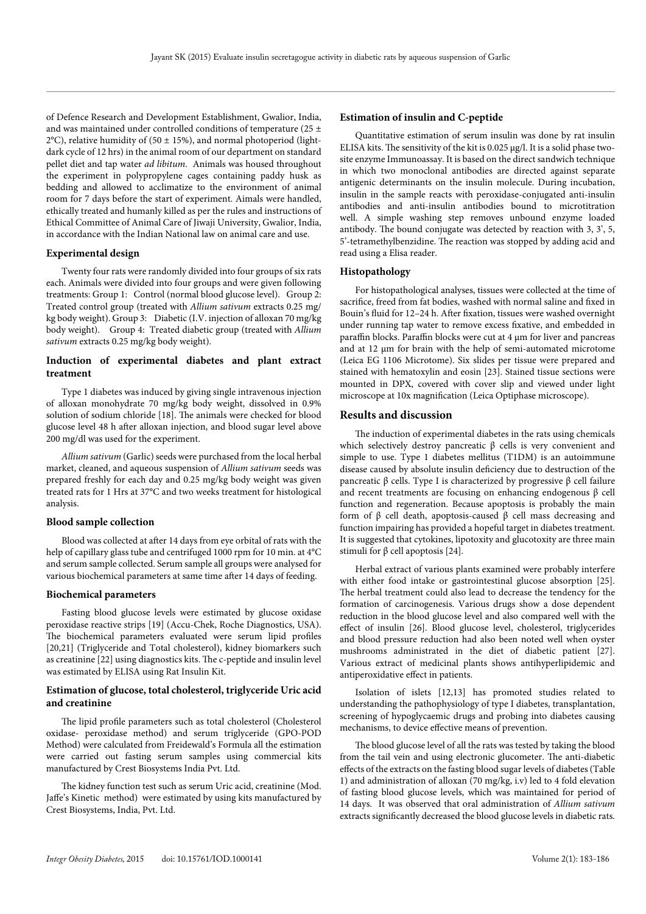of Defence Research and Development Establishment, Gwalior, India, and was maintained under controlled conditions of temperature (25 ± 2°C), relative humidity of (50 ± 15%), and normal photoperiod (light-dark cycle of 12 hrs) in the animal room of our department on standard pellet diet and tap water *ad libitum*. Animals was housed throughout the experiment in polypropylene cages containing paddy husk as bedding and allowed to acclimatize to the environment of animal room for 7 days before the start of experiment. Aimals were handled, ethically treated and humanly killed as per the rules and instructions of Ethical Committee of Animal Care of Jiwaji University, Gwalior, India, in accordance with the Indian National law on animal care and use.

### Experimental design

Twenty four rats were randomly divided into four groups of six rats each. Animals were divided into four groups and were given following treatments: Group 1: Control (normal blood glucose level). Group 2: Treated control group (treated with *Allium sativum* extracts 0.25 mg/kg body weight). Group 3: Diabetic (I.V. injection of alloxan 70 mg/kg body weight). Group 4: Treated diabetic group (treated with *Allium sativum* extracts 0.25 mg/kg body weight).

### Induction of experimental diabetes and plant extract treatment

Type 1 diabetes was induced by giving single intravenous injection of alloxan monohydrate 70 mg/kg body weight, dissolved in 0.9% solution of sodium chloride [18]. The animals were checked for blood glucose level 48 h after alloxan injection, and blood sugar level above 200 mg/dl was used for the experiment.

*Allium sativum* (Garlic) seeds were purchased from the local herbal market, cleaned, and aqueous suspension of *Allium sativum* seeds was prepared freshly for each day and 0.25 mg/kg body weight was given treated rats for 1 Hrs at 37°C and two weeks treatment for histological analysis.

### Blood sample collection

Blood was collected at after 14 days from eye orbital of rats with the help of capillary glass tube and centrifuged 1000 rpm for 10 min. at 4°C and serum sample collected. Serum sample all groups were analysed for various biochemical parameters at same time after 14 days of feeding.

### Biochemical parameters

Fasting blood glucose levels were estimated by glucose oxidase peroxidase reactive strips [19] (Accu-Chek, Roche Diagnostics, USA). The biochemical parameters evaluated were serum lipid profiles [20,21] (Triglyceride and Total cholesterol), kidney biomarkers such as creatinine [22] using diagnostics kits. The c-peptide and insulin level was estimated by ELISA using Rat Insulin Kit.

### Estimation of glucose, total cholesterol, triglyceride Uric acid and creatinine

The lipid profile parameters such as total cholesterol (Cholesterol oxidase- peroxidase method) and serum triglyceride (GPO-POD Method) were calculated from Freidewald's Formula all the estimation were carried out fasting serum samples using commercial kits manufactured by Crest Biosystems India Pvt. Ltd.

The kidney function test such as serum Uric acid, creatinine (Mod. Jaffe's Kinetic method) were estimated by using kits manufactured by Crest Biosystems, India, Pvt. Ltd.

### Estimation of insulin and C-peptide

Quantitative estimation of serum insulin was done by rat insulin ELISA kits. The sensitivity of the kit is 0.025 μg/l. It is a solid phase two-site enzyme Immunoassay. It is based on the direct sandwich technique in which two monoclonal antibodies are directed against separate antigenic determinants on the insulin molecule. During incubation, insulin in the sample reacts with peroxidase-conjugated anti-insulin antibodies and anti-insulin antibodies bound to microtitration well. A simple washing step removes unbound enzyme loaded antibody. The bound conjugate was detected by reaction with 3, 3', 5, 5'-tetramethylbenzidine. The reaction was stopped by adding acid and read using a Elisa reader.

### Histopathology

For histopathological analyses, tissues were collected at the time of sacrifice, freed from fat bodies, washed with normal saline and fixed in Bouin's fluid for 12–24 h. After fixation, tissues were washed overnight under running tap water to remove excess fixative, and embedded in paraffin blocks. Paraffin blocks were cut at 4 μm for liver and pancreas and at 12 μm for brain with the help of semi-automated microtome (Leica EG 1106 Microtome). Six slides per tissue were prepared and stained with hematoxylin and eosin [23]. Stained tissue sections were mounted in DPX, covered with cover slip and viewed under light microscope at 10x magnification (Leica Optiphase microscope).

## Results and discussion

The induction of experimental diabetes in the rats using chemicals which selectively destroy pancreatic β cells is very convenient and simple to use. Type 1 diabetes mellitus (T1DM) is an autoimmune disease caused by absolute insulin deficiency due to destruction of the pancreatic β cells. Type I is characterized by progressive β cell failure and recent treatments are focusing on enhancing endogenous β cell function and regeneration. Because apoptosis is probably the main form of β cell death, apoptosis-caused β cell mass decreasing and function impairing has provided a hopeful target in diabetes treatment. It is suggested that cytokines, lipotoxity and glucotoxity are three main stimuli for β cell apoptosis [24].

Herbal extract of various plants examined were probably interfere with either food intake or gastrointestinal glucose absorption [25]. The herbal treatment could also lead to decrease the tendency for the formation of carcinogenesis. Various drugs show a dose dependent reduction in the blood glucose level and also compared well with the effect of insulin [26]. Blood glucose level, cholesterol, triglycerides and blood pressure reduction had also been noted well when oyster mushrooms administrated in the diet of diabetic patient [27]. Various extract of medicinal plants shows antihyperlipidemic and antiperoxidative effect in patients.

Isolation of islets [12,13] has promoted studies related to understanding the pathophysiology of type I diabetes, transplantation, screening of hypoglycaemic drugs and probing into diabetes causing mechanisms, to device effective means of prevention.

The blood glucose level of all the rats was tested by taking the blood from the tail vein and using electronic glucometer. The anti-diabetic effects of the extracts on the fasting blood sugar levels of diabetes (Table 1) and administration of alloxan (70 mg/kg, i.v) led to 4 fold elevation of fasting blood glucose levels, which was maintained for period of 14 days. It was observed that oral administration of *Allium sativum* extracts significantly decreased the blood glucose levels in diabetic rats.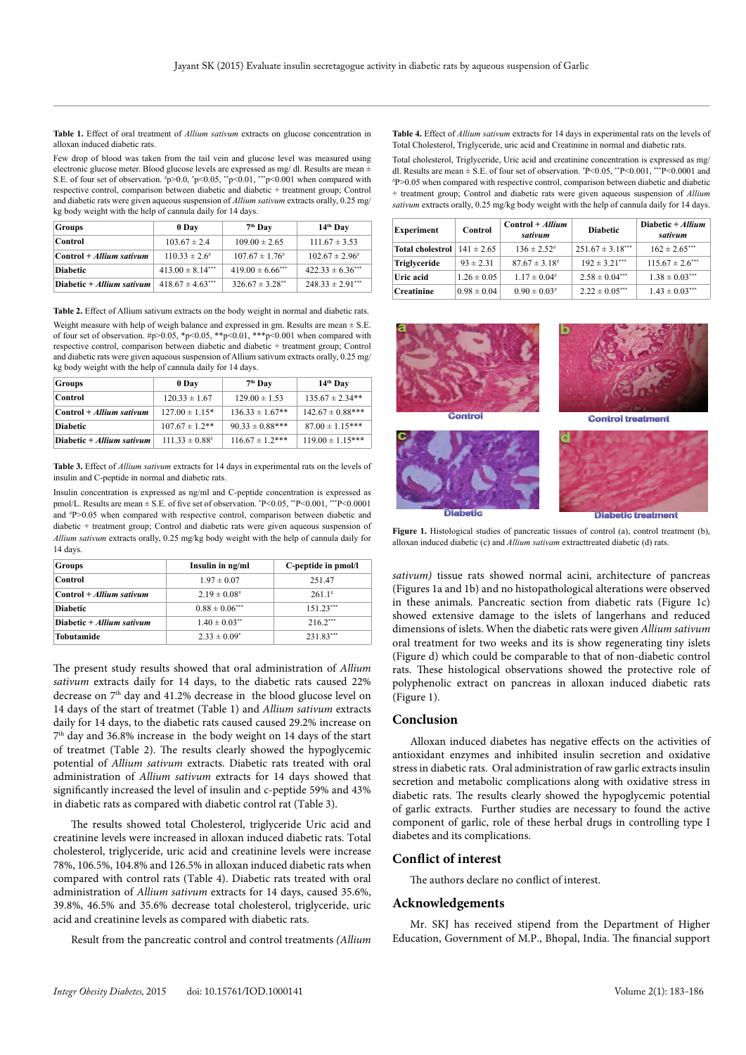**Table 1.** Effect of oral treatment of *Allium sativum* extracts on glucose concentration in alloxan induced diabetic rats.

Few drop of blood was taken from the tail vein and glucose level was measured using electronic glucose meter. Blood glucose levels are expressed as mg/ dl. Results are mean ± S.E. of four set of observation. #p>0.0, *p<0.05, **p<0.01, ***p<0.001 when compared with respective control, comparison between diabetic and diabetic + treatment group; Control and diabetic rats were given aqueous suspension of *Allium sativum* extracts orally, 0.25 mg/ kg body weight with the help of cannula daily for 14 days.

| Groups | 0 Day | 7th Day | 14th Day |
|---|---|---|---|
| Control | 103.67 ± 2.4 | 109.00 ± 2.65 | 111.67 ± 3.53 |
| Control + *Allium sativum* | 110.33 ± 2.6# | 107.67 ± 1.76# | 102.67 ± 2.96# |
| Diabetic | 413.00 ± 8.14*** | 419.00 ± 6.66*** | 422.33 ± 6.36*** |
| Diabetic + *Allium sativum* | 418.67 ± 4.63*** | 326.67 ± 3.28** | 248.33 ± 2.91*** |

**Table 2.** Effect of Allium sativum extracts on the body weight in normal and diabetic rats.

Weight measure with help of weigh balance and expressed in gm. Results are mean ± S.E. of four set of observation. #p>0.05, *p<0.05, **p<0.01, ***p<0.001 when compared with respective control, comparison between diabetic and diabetic + treatment group; Control and diabetic rats were given aqueous suspension of Allium sativum extracts orally, 0.25 mg/ kg body weight with the help of cannula daily for 14 days.

| Groups | 0 Day | 7th Day | 14th Day |
|---|---|---|---|
| Control | 120.33 ± 1.67 | 129.00 ± 1.53 | 135.67 ± 2.34** |
| Control + *Allium sativum* | 127.00 ± 1.15* | 136.33 ± 1.67** | 142.67 ± 0.88*** |
| Diabetic | 107.67 ± 1.2** | 90.33 ± 0.88*** | 87.00 ± 1.15*** |
| Diabetic + *Allium sativum* | 111.33 ± 0.88# | 116.67 ± 1.2*** | 119.00 ± 1.15*** |

**Table 3.** Effect of *Allium sativum* extracts for 14 days in experimental rats on the levels of insulin and C-peptide in normal and diabetic rats.

Insulin concentration is expressed as ng/ml and C-peptide concentration is expressed as pmol/L. Results are mean ± S.E. of five set of observation. *P<0.05, **P<0.001, ***P<0.0001 and #P>0.05 when compared with respective control, comparison between diabetic and diabetic + treatment group; Control and diabetic rats were given aqueous suspension of *Allium sativum* extracts orally, 0.25 mg/kg body weight with the help of cannula daily for 14 days.

| Groups | Insulin in ng/ml | C-peptide in pmol/l |
|---|---|---|
| Control | 1.97 ± 0.07 | 251.47 |
| Control + *Allium sativum* | 2.19 ± 0.08# | 261.1# |
| Diabetic | 0.88 ± 0.06*** | 151.23*** |
| Diabetic + *Allium sativum* | 1.40 ± 0.03** | 216.2*** |
| Tobutamide | 2.33 ± 0.09* | 231.83*** |

The present study results showed that oral administration of *Allium sativum* extracts daily for 14 days, to the diabetic rats caused 22% decrease on 7th day and 41.2% decrease in the blood glucose level on 14 days of the start of treatmet (Table 1) and *Allium sativum* extracts daily for 14 days, to the diabetic rats caused caused 29.2% increase on 7th day and 36.8% increase in the body weight on 14 days of the start of treatmet (Table 2). The results clearly showed the hypoglycemic potential of *Allium sativum* extracts. Diabetic rats treated with oral administration of *Allium sativum* extracts for 14 days showed that significantly increased the level of insulin and c-peptide 59% and 43% in diabetic rats as compared with diabetic control rat (Table 3).

The results showed total Cholesterol, triglyceride Uric acid and creatinine levels were increased in alloxan induced diabetic rats. Total cholesterol, triglyceride, uric acid and creatinine levels were increase 78%, 106.5%, 104.8% and 126.5% in alloxan induced diabetic rats when compared with control rats (Table 4). Diabetic rats treated with oral administration of *Allium sativum* extracts for 14 days, caused 35.6%, 39.8%, 46.5% and 35.6% decrease total cholesterol, triglyceride, uric acid and creatinine levels as compared with diabetic rats.

Result from the pancreatic control and control treatments *(Allium sativum)* tissue rats showed normal acini, architecture of pancreas (Figures 1a and 1b) and no histopathological alterations were observed in these animals. Pancreatic section from diabetic rats (Figure 1c) showed extensive damage to the islets of langerhans and reduced dimensions of islets. When the diabetic rats were given *Allium sativum* oral treatment for two weeks and its is show regenerating tiny islets (Figure d) which could be comparable to that of non-diabetic control rats. These histological observations showed the protective role of polyphenolic extract on pancreas in alloxan induced diabetic rats (Figure 1).

**Table 4.** Effect of *Allium sativum* extracts for 14 days in experimental rats on the levels of Total Cholesterol, Triglyceride, uric acid and Creatinine in normal and diabetic rats.

Total cholesterol, Triglyceride, Uric acid and Creatinine concentration is expressed as mg/ dl. Results are mean ± S.E. of four set of observation. *P<0.05, **P<0.001, ***P<0.0001 and #P>0.05 when compared with respective control, comparison between diabetic and diabetic + treatment group; Control and diabetic rats were given aqueous suspension of *Allium sativum* extracts orally, 0.25 mg/kg body weight with the help of cannula daily for 14 days.

| Experiment | Control | Control + *Allium sativum* | Diabetic | Diabetic + *Allium sativum* |
|---|---|---|---|---|
| Total cholestrol | 141 ± 2.65 | 136 ± 2.52# | 251.67 ± 3.18*** | 162 ± 2.65*** |
| Triglyceride | 93 ± 2.31 | 87.67 ± 3.18# | 192 ± 3.21*** | 115.67 ± 2.6*** |
| Uric acid | 1.26 ± 0.05 | 1.17 ± 0.04# | 2.58 ± 0.04*** | 1.38 ± 0.03*** |
| Creatinine | 0.98 ± 0.04 | 0.90 ± 0.03# | 2.22 ± 0.05*** | 1.43 ± 0.03*** |

**Figure 1.** Histological studies of pancreatic tissues of control (a), control treatment (b), alloxan induced diabetic (c) and *Allium sativam* extracttreated diabetic (d) rats.

## Conclusion

Alloxan induced diabetes has negative effects on the activities of antioxidant enzymes and inhibited insulin secretion and oxidative stress in diabetic rats. Oral administration of raw garlic extracts insulin secretion and metabolic complications along with oxidative stress in diabetic rats. The results clearly showed the hypoglycemic potential of garlic extracts. Further studies are necessary to found the active component of garlic, role of these herbal drugs in controlling type I diabetes and its complications.

## Conflict of interest

The authors declare no conflict of interest.

## Acknowledgements

Mr. SKJ has received stipend from the Department of Higher Education, Government of M.P., Bhopal, India. The financial support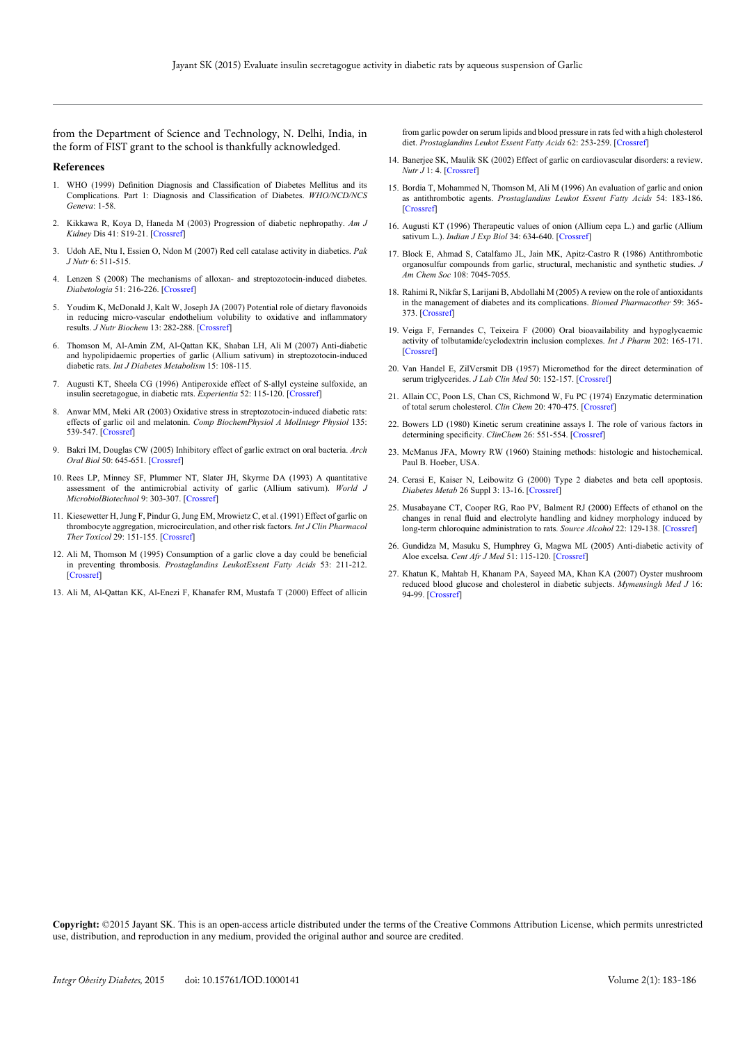from the Department of Science and Technology, N. Delhi, India, in the form of FIST grant to the school is thankfully acknowledged.

## References

1. WHO (1999) Definition Diagnosis and Classification of Diabetes Mellitus and its Complications. Part 1: Diagnosis and Classification of Diabetes. *WHO/NCD/NCS Geneva*: 1-58.

2. Kikkawa R, Koya D, Haneda M (2003) Progression of diabetic nephropathy. *Am J Kidney* Dis 41: S19-21. [Crossref]

3. Udoh AE, Ntu I, Essien O, Ndon M (2007) Red cell catalase activity in diabetics. *Pak J Nutr* 6: 511-515.

4. Lenzen S (2008) The mechanisms of alloxan- and streptozotocin-induced diabetes. *Diabetologia* 51: 216-226. [Crossref]

5. Youdim K, McDonald J, Kalt W, Joseph JA (2007) Potential role of dietary flavonoids in reducing micro-vascular endothelium volubility to oxidative and inflammatory results. *J Nutr Biochem* 13: 282-288. [Crossref]

6. Thomson M, Al-Amin ZM, Al-Qattan KK, Shaban LH, Ali M (2007) Anti-diabetic and hypolipidaemic properties of garlic (Allium sativum) in streptozotocin-induced diabetic rats. *Int J Diabetes Metabolism* 15: 108-115.

7. Augusti KT, Sheela CG (1996) Antiperoxide effect of S-allyl cysteine sulfoxide, an insulin secretagogue, in diabetic rats. *Experientia* 52: 115-120. [Crossref]

8. Anwar MM, Meki AR (2003) Oxidative stress in streptozotocin-induced diabetic rats: effects of garlic oil and melatonin. *Comp BiochemPhysiol A MolIntegr Physiol* 135: 539-547. [Crossref]

9. Bakri IM, Douglas CW (2005) Inhibitory effect of garlic extract on oral bacteria. *Arch Oral Biol* 50: 645-651. [Crossref]

10. Rees LP, Minney SF, Plummer NT, Slater JH, Skyrme DA (1993) A quantitative assessment of the antimicrobial activity of garlic (Allium sativum). *World J MicrobiolBiotechnol* 9: 303-307. [Crossref]

11. Kiesewetter H, Jung F, Pindur G, Jung EM, Mrowietz C, et al. (1991) Effect of garlic on thrombocyte aggregation, microcirculation, and other risk factors. *Int J Clin Pharmacol Ther Toxicol* 29: 151-155. [Crossref]

12. Ali M, Thomson M (1995) Consumption of a garlic clove a day could be beneficial in preventing thrombosis. *Prostaglandins LeukotEssent Fatty Acids* 53: 211-212. [Crossref]

13. Ali M, Al-Qattan KK, Al-Enezi F, Khanafer RM, Mustafa T (2000) Effect of allicin from garlic powder on serum lipids and blood pressure in rats fed with a high cholesterol diet. *Prostaglandins Leukot Essent Fatty Acids* 62: 253-259. [Crossref]

14. Banerjee SK, Maulik SK (2002) Effect of garlic on cardiovascular disorders: a review. *Nutr J* 1: 4. [Crossref]

15. Bordia T, Mohammed N, Thomson M, Ali M (1996) An evaluation of garlic and onion as antithrombotic agents. *Prostaglandins Leukot Essent Fatty Acids* 54: 183-186. [Crossref]

16. Augusti KT (1996) Therapeutic values of onion (Allium cepa L.) and garlic (Allium sativum L.). *Indian J Exp Biol* 34: 634-640. [Crossref]

17. Block E, Ahmad S, Catalfamo JL, Jain MK, Apitz-Castro R (1986) Antithrombotic organosulfur compounds from garlic, structural, mechanistic and synthetic studies. *J Am Chem Soc* 108: 7045-7055.

18. Rahimi R, Nikfar S, Larijani B, Abdollahi M (2005) A review on the role of antioxidants in the management of diabetes and its complications. *Biomed Pharmacother* 59: 365-373. [Crossref]

19. Veiga F, Fernandes C, Teixeira F (2000) Oral bioavailability and hypoglycaemic activity of tolbutamide/cyclodextrin inclusion complexes. *Int J Pharm* 202: 165-171. [Crossref]

20. Van Handel E, ZilVersmit DB (1957) Micromethod for the direct determination of serum triglycerides. *J Lab Clin Med* 50: 152-157. [Crossref]

21. Allain CC, Poon LS, Chan CS, Richmond W, Fu PC (1974) Enzymatic determination of total serum cholesterol. *Clin Chem* 20: 470-475. [Crossref]

22. Bowers LD (1980) Kinetic serum creatinine assays I. The role of various factors in determining specificity. *ClinChem* 26: 551-554. [Crossref]

23. McManus JFA, Mowry RW (1960) Staining methods: histologic and histochemical. Paul B. Hoeber, USA.

24. Cerasi E, Kaiser N, Leibowitz G (2000) Type 2 diabetes and beta cell apoptosis. *Diabetes Metab* 26 Suppl 3: 13-16. [Crossref]

25. Musabayane CT, Cooper RG, Rao PV, Balment RJ (2000) Effects of ethanol on the changes in renal fluid and electrolyte handling and kidney morphology induced by long-term chloroquine administration to rats. *Source Alcohol* 22: 129-138. [Crossref]

26. Gundidza M, Masuku S, Humphrey G, Magwa ML (2005) Anti-diabetic activity of Aloe excelsa. *Cent Afr J Med* 51: 115-120. [Crossref]

27. Khatun K, Mahtab H, Khanam PA, Sayeed MA, Khan KA (2007) Oyster mushroom reduced blood glucose and cholesterol in diabetic subjects. *Mymensingh Med J* 16: 94-99. [Crossref]

**Copyright:** ©2015 Jayant SK. This is an open-access article distributed under the terms of the Creative Commons Attribution License, which permits unrestricted use, distribution, and reproduction in any medium, provided the original author and source are credited.